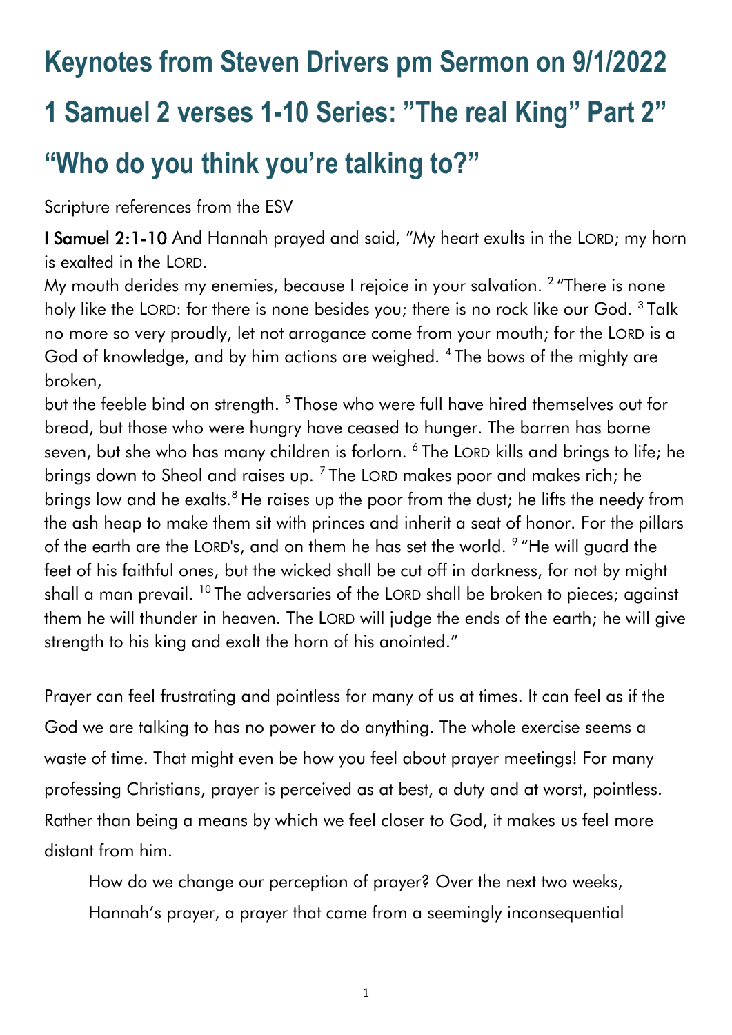# Keynotes from Steven Drivers pm Sermon on 9/1/2022

# 1 Samuel 2 verses 1-10 Series: "The real King" Part 2"

# "Who do you think you're talking to?"

Scripture references from the ESV

**I Samuel 2:1-10** And Hannah prayed and said, "My heart exults in the LORD; my horn is exalted in the LORD.
My mouth derides my enemies, because I rejoice in your salvation. [2] "There is none holy like the LORD: for there is none besides you; there is no rock like our God. [3] Talk no more so very proudly, let not arrogance come from your mouth; for the LORD is a God of knowledge, and by him actions are weighed. [4] The bows of the mighty are broken,
but the feeble bind on strength. [5] Those who were full have hired themselves out for bread, but those who were hungry have ceased to hunger. The barren has borne seven, but she who has many children is forlorn. [6] The LORD kills and brings to life; he brings down to Sheol and raises up. [7] The LORD makes poor and makes rich; he brings low and he exalts.[8] He raises up the poor from the dust; he lifts the needy from the ash heap to make them sit with princes and inherit a seat of honor. For the pillars of the earth are the LORD's, and on them he has set the world. [9] "He will guard the feet of his faithful ones, but the wicked shall be cut off in darkness, for not by might shall a man prevail. [10] The adversaries of the LORD shall be broken to pieces; against them he will thunder in heaven. The LORD will judge the ends of the earth; he will give strength to his king and exalt the horn of his anointed."

Prayer can feel frustrating and pointless for many of us at times. It can feel as if the God we are talking to has no power to do anything. The whole exercise seems a waste of time. That might even be how you feel about prayer meetings! For many professing Christians, prayer is perceived as at best, a duty and at worst, pointless. Rather than being a means by which we feel closer to God, it makes us feel more distant from him.

How do we change our perception of prayer? Over the next two weeks, Hannah's prayer, a prayer that came from a seemingly inconsequential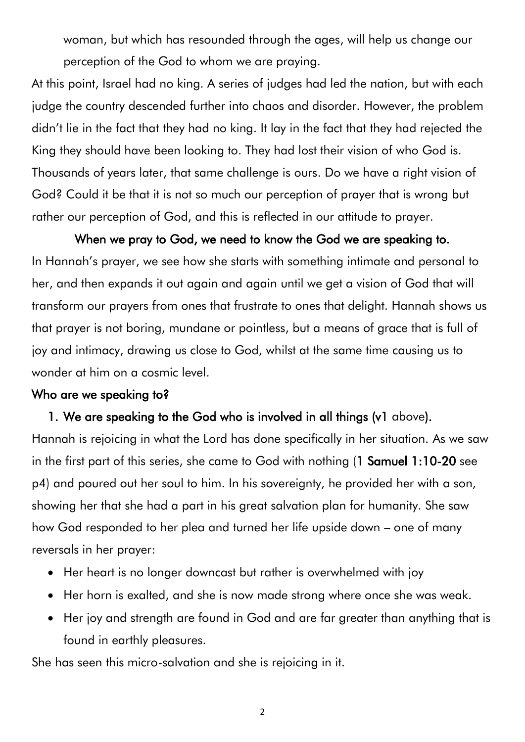woman, but which has resounded through the ages, will help us change our perception of the God to whom we are praying.

At this point, Israel had no king. A series of judges had led the nation, but with each judge the country descended further into chaos and disorder. However, the problem didn't lie in the fact that they had no king. It lay in the fact that they had rejected the King they should have been looking to. They had lost their vision of who God is. Thousands of years later, that same challenge is ours. Do we have a right vision of God? Could it be that it is not so much our perception of prayer that is wrong but rather our perception of God, and this is reflected in our attitude to prayer.

**When we pray to God, we need to know the God we are speaking to.**

In Hannah's prayer, we see how she starts with something intimate and personal to her, and then expands it out again and again until we get a vision of God that will transform our prayers from ones that frustrate to ones that delight. Hannah shows us that prayer is not boring, mundane or pointless, but a means of grace that is full of joy and intimacy, drawing us close to God, whilst at the same time causing us to wonder at him on a cosmic level.

**Who are we speaking to?**

1. **We are speaking to the God who is involved in all things (v1** above**).**

Hannah is rejoicing in what the Lord has done specifically in her situation. As we saw in the first part of this series, she came to God with nothing (**1 Samuel 1:10-20** see p4) and poured out her soul to him. In his sovereignty, he provided her with a son, showing her that she had a part in his great salvation plan for humanity. She saw how God responded to her plea and turned her life upside down – one of many reversals in her prayer:

- Her heart is no longer downcast but rather is overwhelmed with joy
- Her horn is exalted, and she is now made strong where once she was weak.
- Her joy and strength are found in God and are far greater than anything that is found in earthly pleasures.

She has seen this micro-salvation and she is rejoicing in it.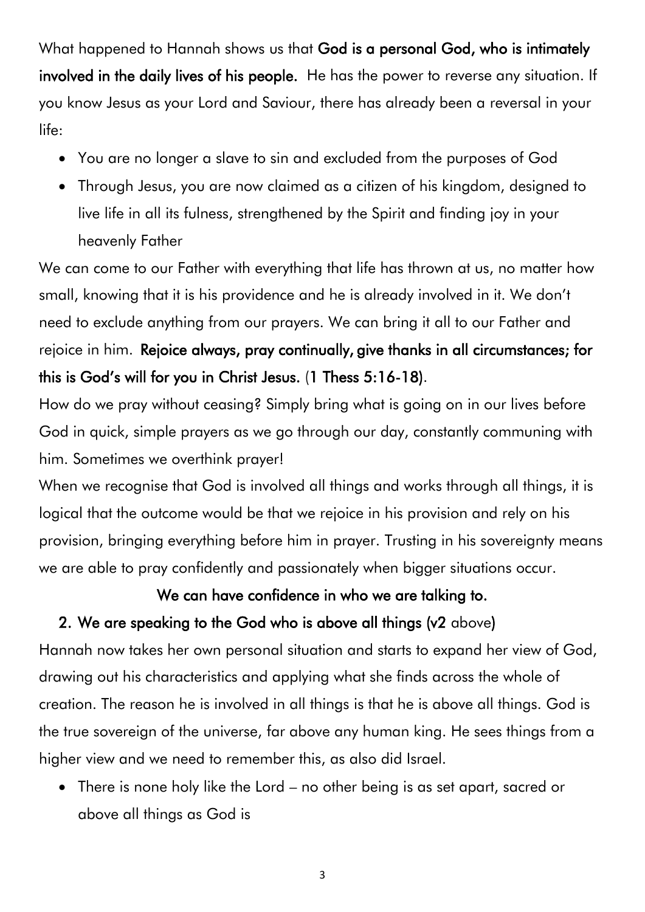What happened to Hannah shows us that **God is a personal God, who is intimately involved in the daily lives of his people.** He has the power to reverse any situation. If you know Jesus as your Lord and Saviour, there has already been a reversal in your life:

- You are no longer a slave to sin and excluded from the purposes of God
- Through Jesus, you are now claimed as a citizen of his kingdom, designed to live life in all its fulness, strengthened by the Spirit and finding joy in your heavenly Father

We can come to our Father with everything that life has thrown at us, no matter how small, knowing that it is his providence and he is already involved in it. We don't need to exclude anything from our prayers. We can bring it all to our Father and rejoice in him. **Rejoice always, pray continually, give thanks in all circumstances; for this is God's will for you in Christ Jesus.** (**1 Thess 5:16-18**).

How do we pray without ceasing? Simply bring what is going on in our lives before God in quick, simple prayers as we go through our day, constantly communing with him. Sometimes we overthink prayer!

When we recognise that God is involved all things and works through all things, it is logical that the outcome would be that we rejoice in his provision and rely on his provision, bringing everything before him in prayer. Trusting in his sovereignty means we are able to pray confidently and passionately when bigger situations occur.

**We can have confidence in who we are talking to.**

2. **We are speaking to the God who is above all things (v2** above)

Hannah now takes her own personal situation and starts to expand her view of God, drawing out his characteristics and applying what she finds across the whole of creation. The reason he is involved in all things is that he is above all things. God is the true sovereign of the universe, far above any human king. He sees things from a higher view and we need to remember this, as also did Israel.

- There is none holy like the Lord – no other being is as set apart, sacred or above all things as God is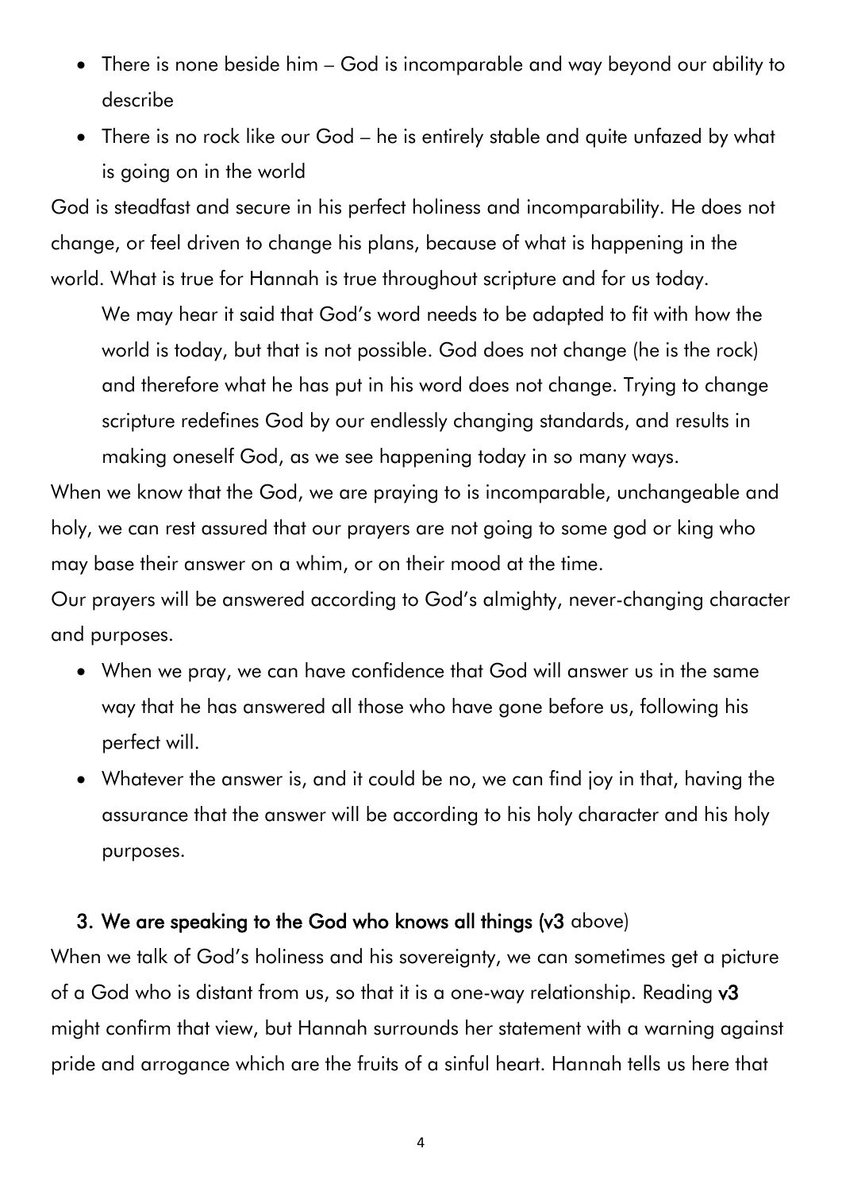- There is none beside him – God is incomparable and way beyond our ability to describe
- There is no rock like our God – he is entirely stable and quite unfazed by what is going on in the world

God is steadfast and secure in his perfect holiness and incomparability. He does not change, or feel driven to change his plans, because of what is happening in the world. What is true for Hannah is true throughout scripture and for us today.

> We may hear it said that God's word needs to be adapted to fit with how the world is today, but that is not possible. God does not change (he is the rock) and therefore what he has put in his word does not change. Trying to change scripture redefines God by our endlessly changing standards, and results in making oneself God, as we see happening today in so many ways.

When we know that the God, we are praying to is incomparable, unchangeable and holy, we can rest assured that our prayers are not going to some god or king who may base their answer on a whim, or on their mood at the time.

Our prayers will be answered according to God's almighty, never-changing character and purposes.

- When we pray, we can have confidence that God will answer us in the same way that he has answered all those who have gone before us, following his perfect will.
- Whatever the answer is, and it could be no, we can find joy in that, having the assurance that the answer will be according to his holy character and his holy purposes.

### 3. We are speaking to the God who knows all things (v3 above)

When we talk of God's holiness and his sovereignty, we can sometimes get a picture of a God who is distant from us, so that it is a one-way relationship. Reading **v3** might confirm that view, but Hannah surrounds her statement with a warning against pride and arrogance which are the fruits of a sinful heart. Hannah tells us here that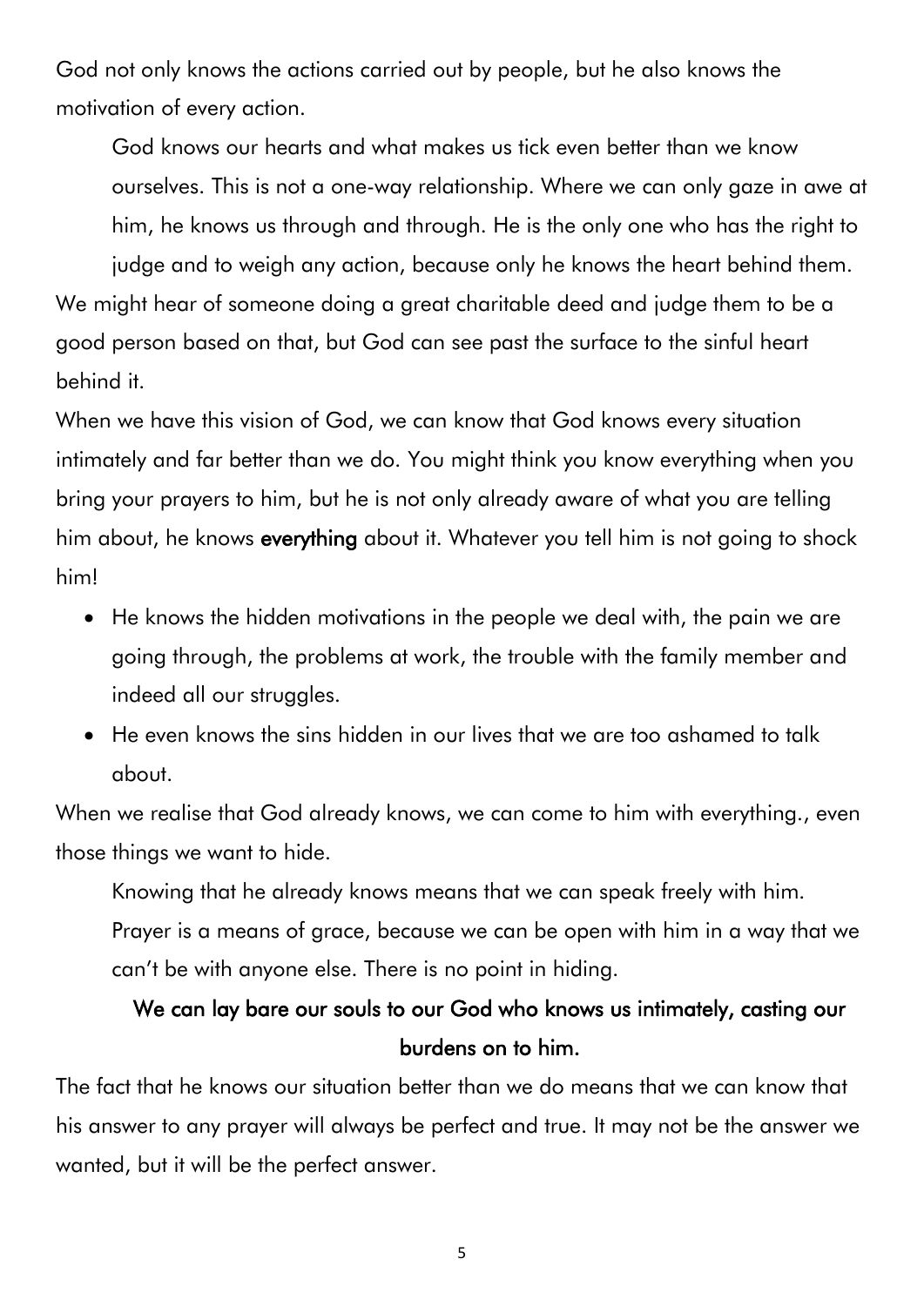God not only knows the actions carried out by people, but he also knows the motivation of every action.

God knows our hearts and what makes us tick even better than we know ourselves. This is not a one-way relationship. Where we can only gaze in awe at him, he knows us through and through. He is the only one who has the right to judge and to weigh any action, because only he knows the heart behind them.

We might hear of someone doing a great charitable deed and judge them to be a good person based on that, but God can see past the surface to the sinful heart behind it.

When we have this vision of God, we can know that God knows every situation intimately and far better than we do. You might think you know everything when you bring your prayers to him, but he is not only already aware of what you are telling him about, he knows **everything** about it. Whatever you tell him is not going to shock him!

- He knows the hidden motivations in the people we deal with, the pain we are going through, the problems at work, the trouble with the family member and indeed all our struggles.
- He even knows the sins hidden in our lives that we are too ashamed to talk about.

When we realise that God already knows, we can come to him with everything., even those things we want to hide.

Knowing that he already knows means that we can speak freely with him. Prayer is a means of grace, because we can be open with him in a way that we can't be with anyone else. There is no point in hiding.

**We can lay bare our souls to our God who knows us intimately, casting our burdens on to him.**

The fact that he knows our situation better than we do means that we can know that his answer to any prayer will always be perfect and true. It may not be the answer we wanted, but it will be the perfect answer.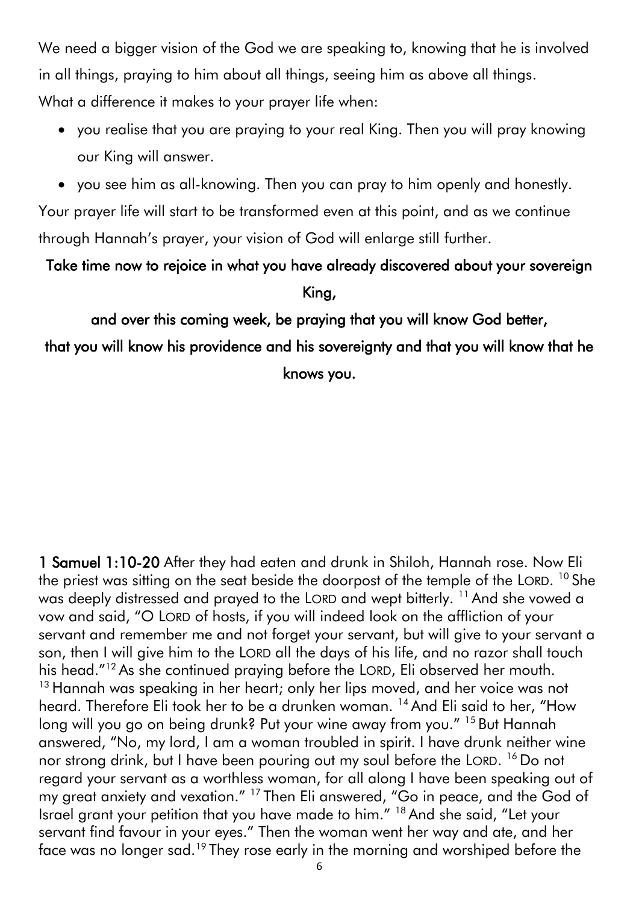We need a bigger vision of the God we are speaking to, knowing that he is involved in all things, praying to him about all things, seeing him as above all things.

What a difference it makes to your prayer life when:

- you realise that you are praying to your real King. Then you will pray knowing our King will answer.
- you see him as all-knowing. Then you can pray to him openly and honestly.

Your prayer life will start to be transformed even at this point, and as we continue through Hannah's prayer, your vision of God will enlarge still further.

**Take time now to rejoice in what you have already discovered about your sovereign King,**

**and over this coming week, be praying that you will know God better,**

**that you will know his providence and his sovereignty and that you will know that he knows you.**

**1 Samuel 1:10-20** After they had eaten and drunk in Shiloh, Hannah rose. Now Eli the priest was sitting on the seat beside the doorpost of the temple of the LORD. [10] She was deeply distressed and prayed to the LORD and wept bitterly. [11] And she vowed a vow and said, "O LORD of hosts, if you will indeed look on the affliction of your servant and remember me and not forget your servant, but will give to your servant a son, then I will give him to the LORD all the days of his life, and no razor shall touch his head."[12] As she continued praying before the LORD, Eli observed her mouth. [13] Hannah was speaking in her heart; only her lips moved, and her voice was not heard. Therefore Eli took her to be a drunken woman. [14] And Eli said to her, "How long will you go on being drunk? Put your wine away from you." [15] But Hannah answered, "No, my lord, I am a woman troubled in spirit. I have drunk neither wine nor strong drink, but I have been pouring out my soul before the LORD. [16] Do not regard your servant as a worthless woman, for all along I have been speaking out of my great anxiety and vexation." [17] Then Eli answered, "Go in peace, and the God of Israel grant your petition that you have made to him." [18] And she said, "Let your servant find favour in your eyes." Then the woman went her way and ate, and her face was no longer sad.[19] They rose early in the morning and worshiped before the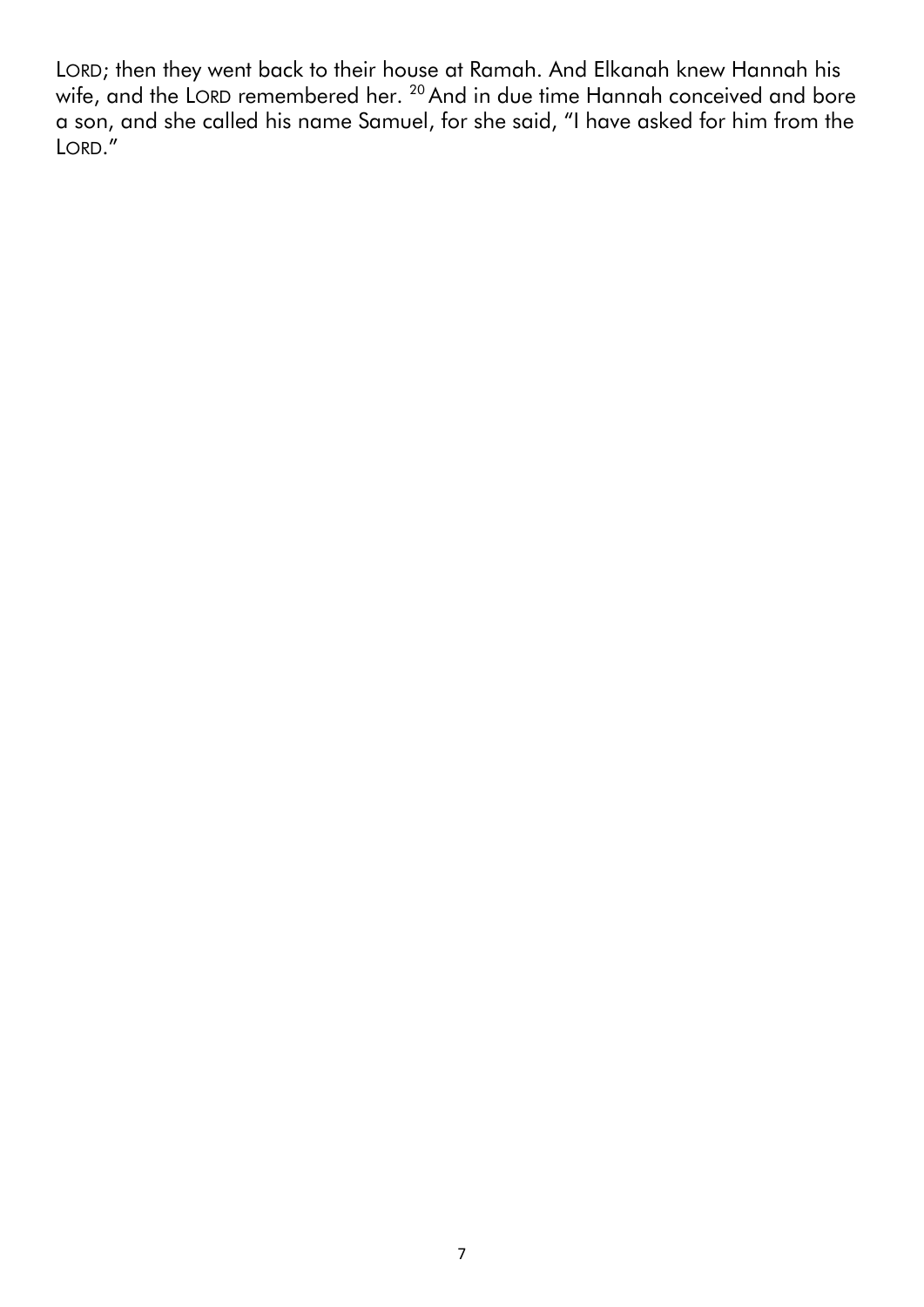LORD; then they went back to their house at Ramah. And Elkanah knew Hannah his wife, and the LORD remembered her. [20] And in due time Hannah conceived and bore a son, and she called his name Samuel, for she said, "I have asked for him from the LORD."